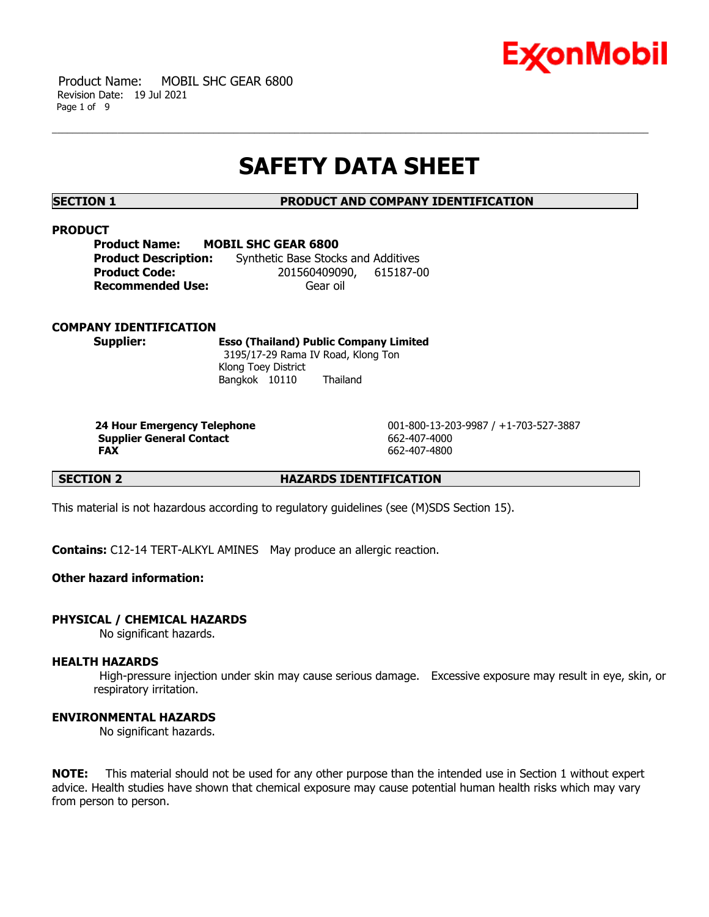# SAFETY DATA SHEET

## SECTION 1 PRODUCT AND COMPANY IDENTIFICATION

### PRODUCT

**Product Name:** **MOBIL SHC GEAR 6800**
**Product Description:** Synthetic Base Stocks and Additives
**Product Code:** 201560409090, 615187-00
**Recommended Use:** Gear oil

### COMPANY IDENTIFICATION

**Supplier:** **Esso (Thailand) Public Company Limited**
3195/17-29 Rama IV Road, Klong Ton
Klong Toey District
Bangkok 10110 Thailand

| | |
|---|---|
| **24 Hour Emergency Telephone** | 001-800-13-203-9987 / +1-703-527-3887 |
| **Supplier General Contact** | 662-407-4000 |
| **FAX** | 662-407-4800 |

## SECTION 2 HAZARDS IDENTIFICATION

This material is not hazardous according to regulatory guidelines (see (M)SDS Section 15).

**Contains:** C12-14 TERT-ALKYL AMINES May produce an allergic reaction.

**Other hazard information:**

### PHYSICAL / CHEMICAL HAZARDS

No significant hazards.

### HEALTH HAZARDS

High-pressure injection under skin may cause serious damage. Excessive exposure may result in eye, skin, or respiratory irritation.

### ENVIRONMENTAL HAZARDS

No significant hazards.

**NOTE:** This material should not be used for any other purpose than the intended use in Section 1 without expert advice. Health studies have shown that chemical exposure may cause potential human health risks which may vary from person to person.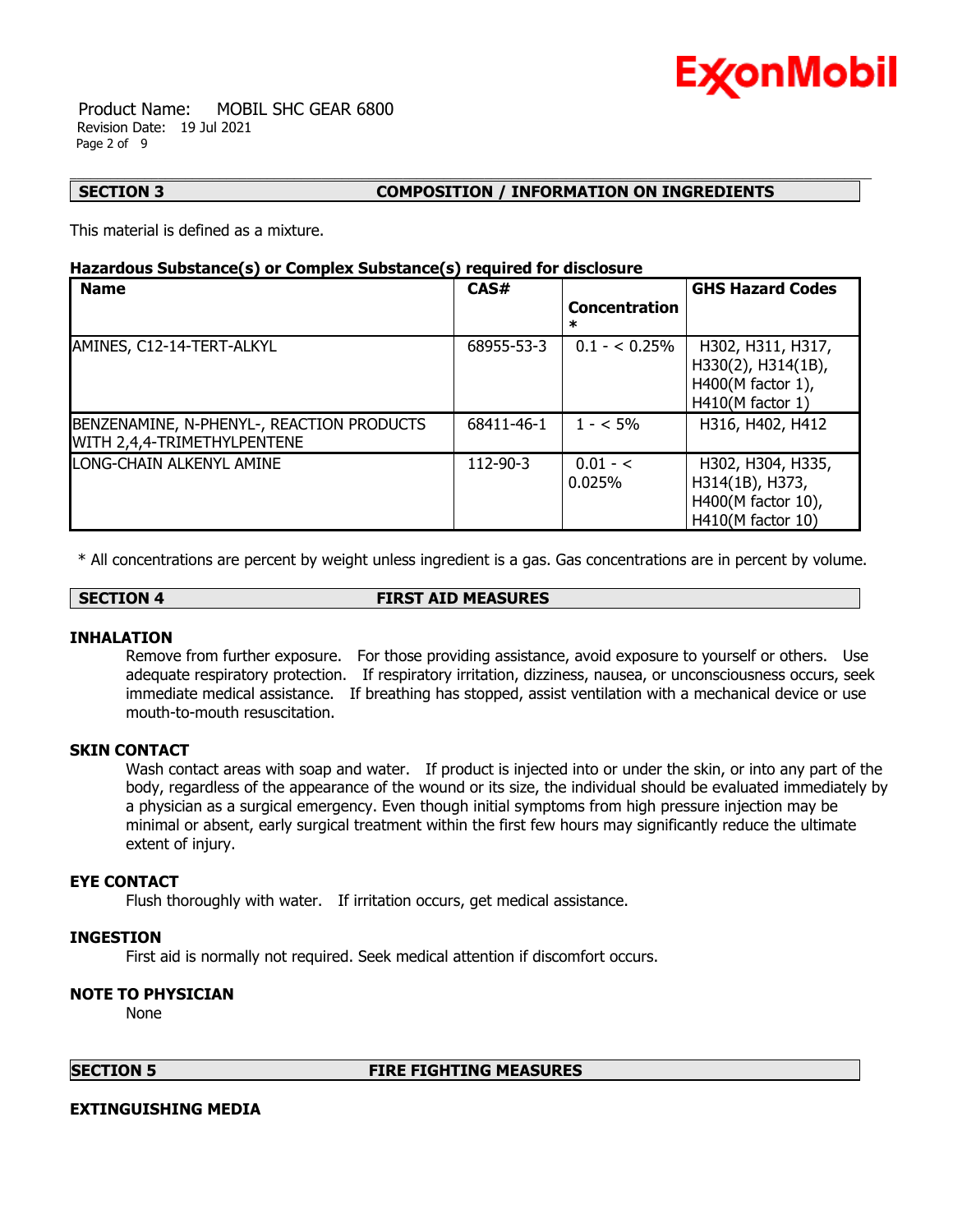## SECTION 3 COMPOSITION / INFORMATION ON INGREDIENTS

This material is defined as a mixture.

**Hazardous Substance(s) or Complex Substance(s) required for disclosure**

| Name | CAS# | Concentration * | GHS Hazard Codes |
|---|---|---|---|
| AMINES, C12-14-TERT-ALKYL | 68955-53-3 | 0.1 - < 0.25% | H302, H311, H317, H330(2), H314(1B), H400(M factor 1), H410(M factor 1) |
| BENZENAMINE, N-PHENYL-, REACTION PRODUCTS WITH 2,4,4-TRIMETHYLPENTENE | 68411-46-1 | 1 - < 5% | H316, H402, H412 |
| LONG-CHAIN ALKENYL AMINE | 112-90-3 | 0.01 - < 0.025% | H302, H304, H335, H314(1B), H373, H400(M factor 10), H410(M factor 10) |

* All concentrations are percent by weight unless ingredient is a gas. Gas concentrations are in percent by volume.

## SECTION 4 FIRST AID MEASURES

### INHALATION

Remove from further exposure. For those providing assistance, avoid exposure to yourself or others. Use adequate respiratory protection. If respiratory irritation, dizziness, nausea, or unconsciousness occurs, seek immediate medical assistance. If breathing has stopped, assist ventilation with a mechanical device or use mouth-to-mouth resuscitation.

### SKIN CONTACT

Wash contact areas with soap and water. If product is injected into or under the skin, or into any part of the body, regardless of the appearance of the wound or its size, the individual should be evaluated immediately by a physician as a surgical emergency. Even though initial symptoms from high pressure injection may be minimal or absent, early surgical treatment within the first few hours may significantly reduce the ultimate extent of injury.

### EYE CONTACT

Flush thoroughly with water. If irritation occurs, get medical assistance.

### INGESTION

First aid is normally not required. Seek medical attention if discomfort occurs.

### NOTE TO PHYSICIAN

None

## SECTION 5 FIRE FIGHTING MEASURES

### EXTINGUISHING MEDIA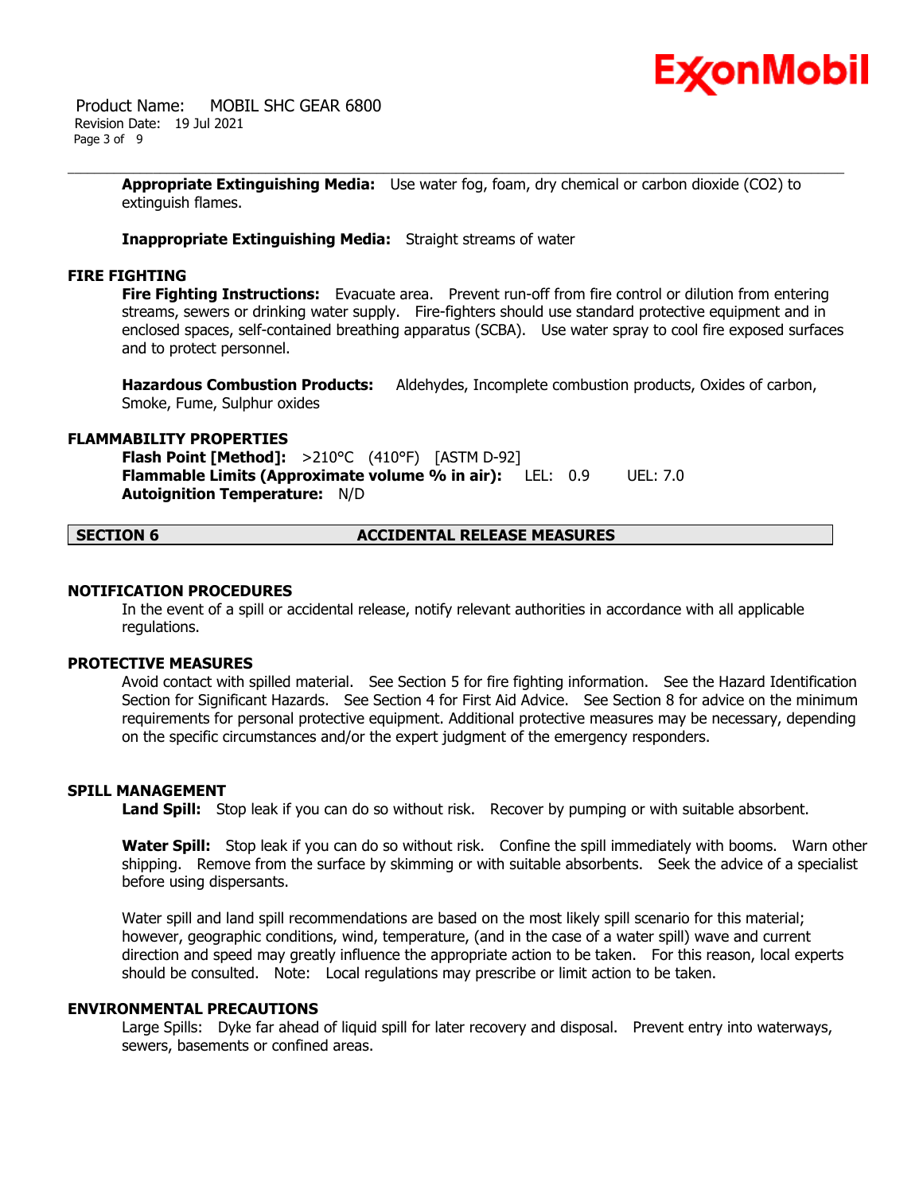**Appropriate Extinguishing Media:** Use water fog, foam, dry chemical or carbon dioxide ($CO_2$) to extinguish flames.

**Inappropriate Extinguishing Media:** Straight streams of water

### FIRE FIGHTING

**Fire Fighting Instructions:** Evacuate area. Prevent run-off from fire control or dilution from entering streams, sewers or drinking water supply. Fire-fighters should use standard protective equipment and in enclosed spaces, self-contained breathing apparatus (SCBA). Use water spray to cool fire exposed surfaces and to protect personnel.

**Hazardous Combustion Products:** Aldehydes, Incomplete combustion products, Oxides of carbon, Smoke, Fume, Sulphur oxides

### FLAMMABILITY PROPERTIES

**Flash Point [Method]:** >210°C (410°F) [ASTM D-92]
**Flammable Limits (Approximate volume % in air):** LEL: 0.9 UEL: 7.0
**Autoignition Temperature:** N/D

## SECTION 6 ACCIDENTAL RELEASE MEASURES

### NOTIFICATION PROCEDURES

In the event of a spill or accidental release, notify relevant authorities in accordance with all applicable regulations.

### PROTECTIVE MEASURES

Avoid contact with spilled material. See Section 5 for fire fighting information. See the Hazard Identification Section for Significant Hazards. See Section 4 for First Aid Advice. See Section 8 for advice on the minimum requirements for personal protective equipment. Additional protective measures may be necessary, depending on the specific circumstances and/or the expert judgment of the emergency responders.

### SPILL MANAGEMENT

**Land Spill:** Stop leak if you can do so without risk. Recover by pumping or with suitable absorbent.

**Water Spill:** Stop leak if you can do so without risk. Confine the spill immediately with booms. Warn other shipping. Remove from the surface by skimming or with suitable absorbents. Seek the advice of a specialist before using dispersants.

Water spill and land spill recommendations are based on the most likely spill scenario for this material; however, geographic conditions, wind, temperature, (and in the case of a water spill) wave and current direction and speed may greatly influence the appropriate action to be taken. For this reason, local experts should be consulted. Note: Local regulations may prescribe or limit action to be taken.

### ENVIRONMENTAL PRECAUTIONS

Large Spills: Dyke far ahead of liquid spill for later recovery and disposal. Prevent entry into waterways, sewers, basements or confined areas.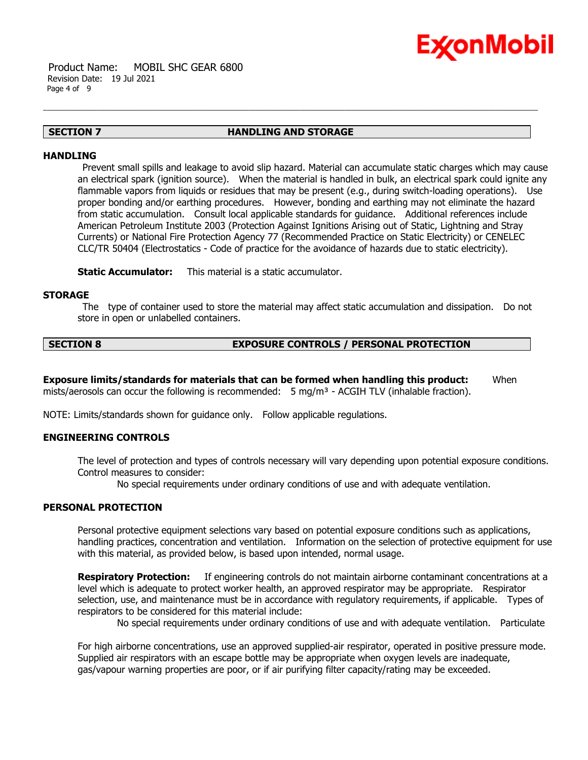## SECTION 7 HANDLING AND STORAGE

### HANDLING

Prevent small spills and leakage to avoid slip hazard. Material can accumulate static charges which may cause an electrical spark (ignition source). When the material is handled in bulk, an electrical spark could ignite any flammable vapors from liquids or residues that may be present (e.g., during switch-loading operations). Use proper bonding and/or earthing procedures. However, bonding and earthing may not eliminate the hazard from static accumulation. Consult local applicable standards for guidance. Additional references include American Petroleum Institute 2003 (Protection Against Ignitions Arising out of Static, Lightning and Stray Currents) or National Fire Protection Agency 77 (Recommended Practice on Static Electricity) or CENELEC CLC/TR 50404 (Electrostatics - Code of practice for the avoidance of hazards due to static electricity).

**Static Accumulator:** This material is a static accumulator.

### STORAGE

The type of container used to store the material may affect static accumulation and dissipation. Do not store in open or unlabelled containers.

## SECTION 8 EXPOSURE CONTROLS / PERSONAL PROTECTION

**Exposure limits/standards for materials that can be formed when handling this product:** When mists/aerosols can occur the following is recommended: 5 mg/m³ - ACGIH TLV (inhalable fraction).

NOTE: Limits/standards shown for guidance only. Follow applicable regulations.

### ENGINEERING CONTROLS

The level of protection and types of controls necessary will vary depending upon potential exposure conditions. Control measures to consider:

No special requirements under ordinary conditions of use and with adequate ventilation.

### PERSONAL PROTECTION

Personal protective equipment selections vary based on potential exposure conditions such as applications, handling practices, concentration and ventilation. Information on the selection of protective equipment for use with this material, as provided below, is based upon intended, normal usage.

**Respiratory Protection:** If engineering controls do not maintain airborne contaminant concentrations at a level which is adequate to protect worker health, an approved respirator may be appropriate. Respirator selection, use, and maintenance must be in accordance with regulatory requirements, if applicable. Types of respirators to be considered for this material include:

No special requirements under ordinary conditions of use and with adequate ventilation. Particulate

For high airborne concentrations, use an approved supplied-air respirator, operated in positive pressure mode. Supplied air respirators with an escape bottle may be appropriate when oxygen levels are inadequate, gas/vapour warning properties are poor, or if air purifying filter capacity/rating may be exceeded.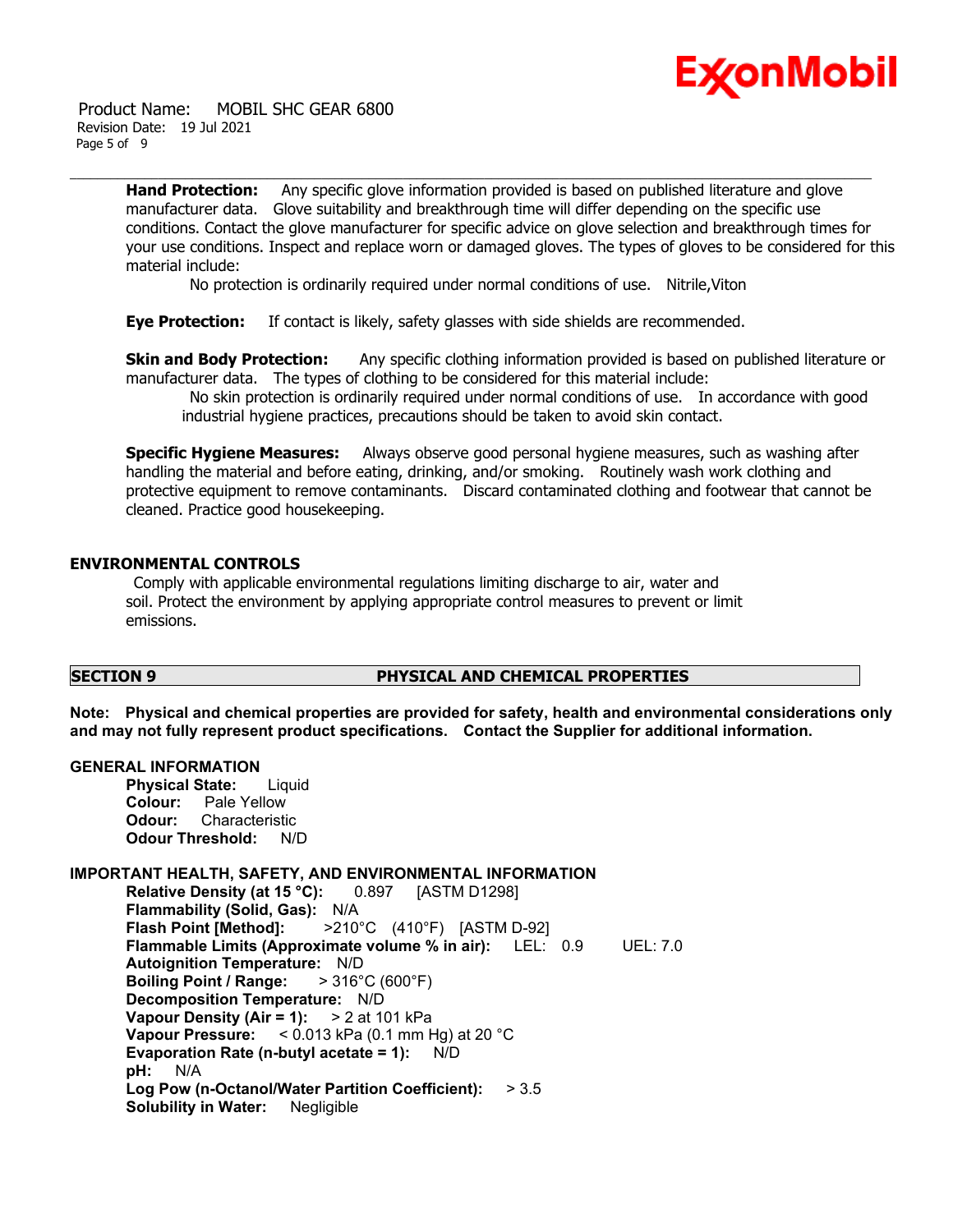**Hand Protection:** Any specific glove information provided is based on published literature and glove manufacturer data. Glove suitability and breakthrough time will differ depending on the specific use conditions. Contact the glove manufacturer for specific advice on glove selection and breakthrough times for your use conditions. Inspect and replace worn or damaged gloves. The types of gloves to be considered for this material include:

No protection is ordinarily required under normal conditions of use. Nitrile,Viton

**Eye Protection:** If contact is likely, safety glasses with side shields are recommended.

**Skin and Body Protection:** Any specific clothing information provided is based on published literature or manufacturer data. The types of clothing to be considered for this material include:

No skin protection is ordinarily required under normal conditions of use. In accordance with good industrial hygiene practices, precautions should be taken to avoid skin contact.

**Specific Hygiene Measures:** Always observe good personal hygiene measures, such as washing after handling the material and before eating, drinking, and/or smoking. Routinely wash work clothing and protective equipment to remove contaminants. Discard contaminated clothing and footwear that cannot be cleaned. Practice good housekeeping.

### ENVIRONMENTAL CONTROLS

Comply with applicable environmental regulations limiting discharge to air, water and soil. Protect the environment by applying appropriate control measures to prevent or limit emissions.

## SECTION 9 PHYSICAL AND CHEMICAL PROPERTIES

**Note: Physical and chemical properties are provided for safety, health and environmental considerations only and may not fully represent product specifications. Contact the Supplier for additional information.**

### GENERAL INFORMATION

**Physical State:** Liquid
**Colour:** Pale Yellow
**Odour:** Characteristic
**Odour Threshold:** N/D

### IMPORTANT HEALTH, SAFETY, AND ENVIRONMENTAL INFORMATION

**Relative Density (at 15 °C):** 0.897 [ASTM D1298]
**Flammability (Solid, Gas):** N/A
**Flash Point [Method]:** >210°C (410°F) [ASTM D-92]
**Flammable Limits (Approximate volume % in air):** LEL: 0.9 UEL: 7.0
**Autoignition Temperature:** N/D
**Boiling Point / Range:** > 316°C (600°F)
**Decomposition Temperature:** N/D
**Vapour Density (Air = 1):** > 2 at 101 kPa
**Vapour Pressure:** < 0.013 kPa (0.1 mm Hg) at 20 °C
**Evaporation Rate (n-butyl acetate = 1):** N/D
**pH:** N/A
**Log Pow (n-Octanol/Water Partition Coefficient):** > 3.5
**Solubility in Water:** Negligible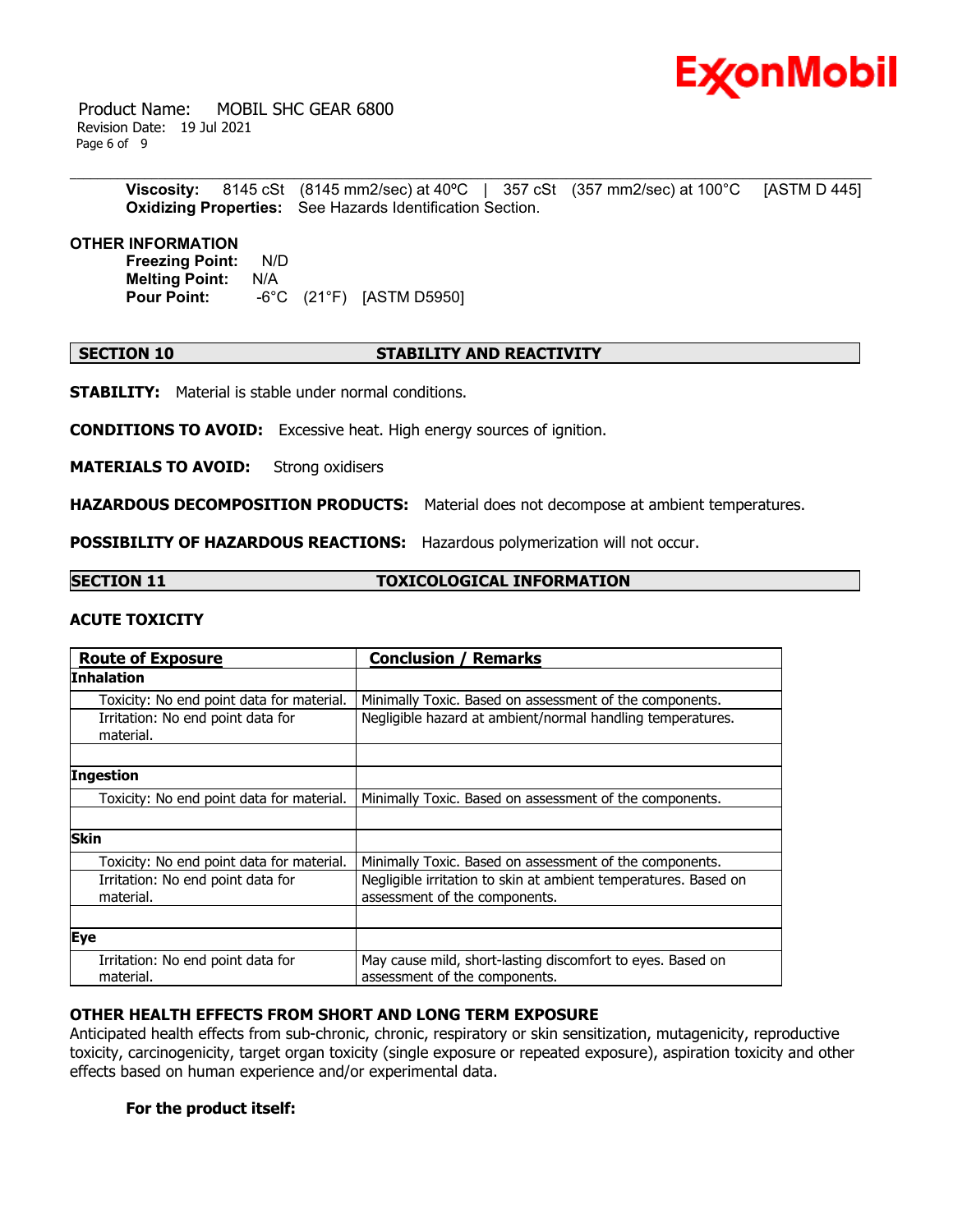**Viscosity:** 8145 cSt (8145 mm2/sec) at 40ºC | 357 cSt (357 mm2/sec) at 100°C [ASTM D 445]
**Oxidizing Properties:** See Hazards Identification Section.

**OTHER INFORMATION**

**Freezing Point:** N/D
**Melting Point:** N/A
**Pour Point:** -6°C (21°F) [ASTM D5950]

## SECTION 10 STABILITY AND REACTIVITY

**STABILITY:** Material is stable under normal conditions.

**CONDITIONS TO AVOID:** Excessive heat. High energy sources of ignition.

**MATERIALS TO AVOID:** Strong oxidisers

**HAZARDOUS DECOMPOSITION PRODUCTS:** Material does not decompose at ambient temperatures.

**POSSIBILITY OF HAZARDOUS REACTIONS:** Hazardous polymerization will not occur.

## SECTION 11 TOXICOLOGICAL INFORMATION

### ACUTE TOXICITY

| Route of Exposure | Conclusion / Remarks |
|---|---|
| **Inhalation** | |
| Toxicity: No end point data for material. | Minimally Toxic. Based on assessment of the components. |
| Irritation: No end point data for material. | Negligible hazard at ambient/normal handling temperatures. |
| | |
| **Ingestion** | |
| Toxicity: No end point data for material. | Minimally Toxic. Based on assessment of the components. |
| | |
| **Skin** | |
| Toxicity: No end point data for material. | Minimally Toxic. Based on assessment of the components. |
| Irritation: No end point data for material. | Negligible irritation to skin at ambient temperatures. Based on assessment of the components. |
| | |
| **Eye** | |
| Irritation: No end point data for material. | May cause mild, short-lasting discomfort to eyes. Based on assessment of the components. |

### OTHER HEALTH EFFECTS FROM SHORT AND LONG TERM EXPOSURE

Anticipated health effects from sub-chronic, chronic, respiratory or skin sensitization, mutagenicity, reproductive toxicity, carcinogenicity, target organ toxicity (single exposure or repeated exposure), aspiration toxicity and other effects based on human experience and/or experimental data.

**For the product itself:**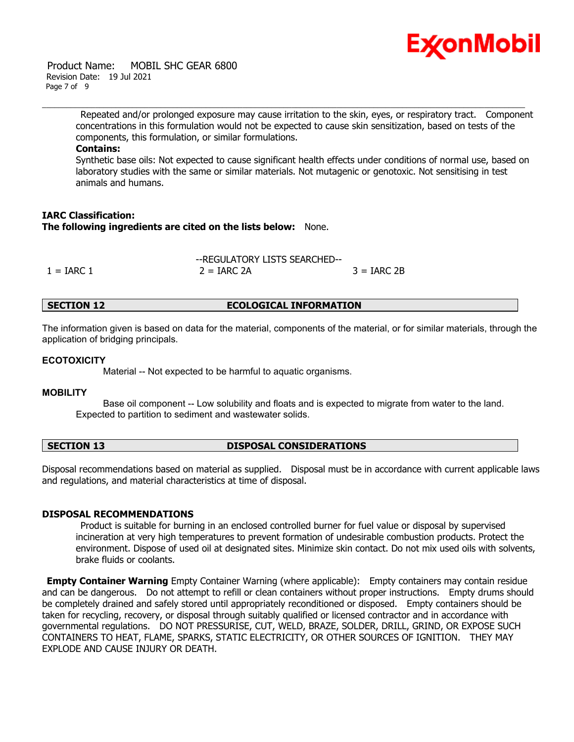Repeated and/or prolonged exposure may cause irritation to the skin, eyes, or respiratory tract. Component concentrations in this formulation would not be expected to cause skin sensitization, based on tests of the components, this formulation, or similar formulations.

**Contains:**

Synthetic base oils: Not expected to cause significant health effects under conditions of normal use, based on laboratory studies with the same or similar materials. Not mutagenic or genotoxic. Not sensitising in test animals and humans.

**IARC Classification:**

**The following ingredients are cited on the lists below:** None.

--REGULATORY LISTS SEARCHED--

| 1 = IARC 1 | 2 = IARC 2A | 3 = IARC 2B |
|---|---|---|

## SECTION 12 ECOLOGICAL INFORMATION

The information given is based on data for the material, components of the material, or for similar materials, through the application of bridging principals.

### ECOTOXICITY

Material -- Not expected to be harmful to aquatic organisms.

### MOBILITY

Base oil component -- Low solubility and floats and is expected to migrate from water to the land. Expected to partition to sediment and wastewater solids.

## SECTION 13 DISPOSAL CONSIDERATIONS

Disposal recommendations based on material as supplied. Disposal must be in accordance with current applicable laws and regulations, and material characteristics at time of disposal.

### DISPOSAL RECOMMENDATIONS

Product is suitable for burning in an enclosed controlled burner for fuel value or disposal by supervised incineration at very high temperatures to prevent formation of undesirable combustion products. Protect the environment. Dispose of used oil at designated sites. Minimize skin contact. Do not mix used oils with solvents, brake fluids or coolants.

**Empty Container Warning** Empty Container Warning (where applicable): Empty containers may contain residue and can be dangerous. Do not attempt to refill or clean containers without proper instructions. Empty drums should be completely drained and safely stored until appropriately reconditioned or disposed. Empty containers should be taken for recycling, recovery, or disposal through suitably qualified or licensed contractor and in accordance with governmental regulations. DO NOT PRESSURISE, CUT, WELD, BRAZE, SOLDER, DRILL, GRIND, OR EXPOSE SUCH CONTAINERS TO HEAT, FLAME, SPARKS, STATIC ELECTRICITY, OR OTHER SOURCES OF IGNITION. THEY MAY EXPLODE AND CAUSE INJURY OR DEATH.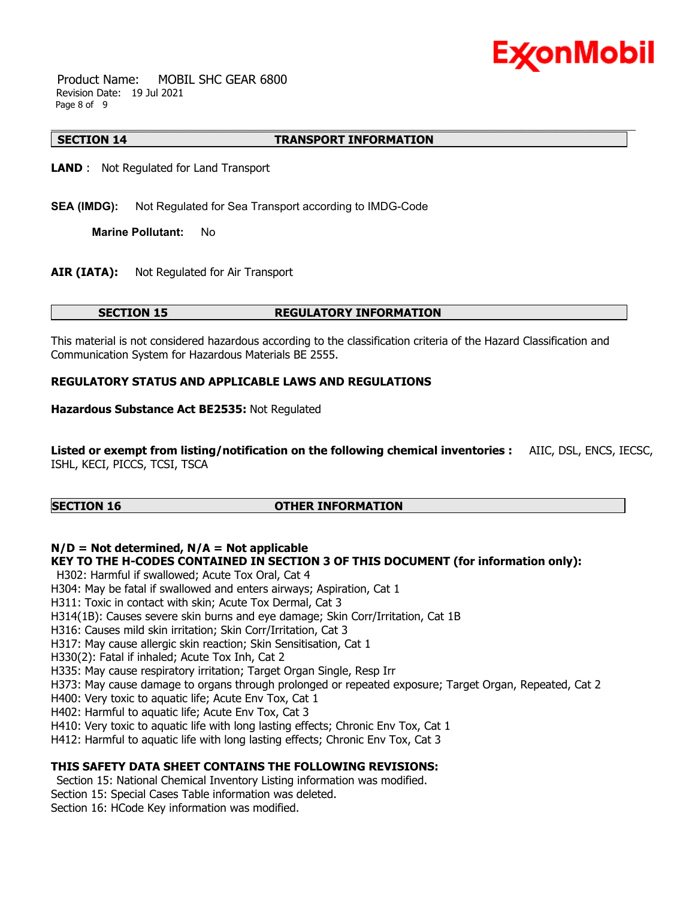## SECTION 14 TRANSPORT INFORMATION

**LAND** : Not Regulated for Land Transport

**SEA (IMDG):** Not Regulated for Sea Transport according to IMDG-Code

**Marine Pollutant:** No

**AIR (IATA):** Not Regulated for Air Transport

## SECTION 15 REGULATORY INFORMATION

This material is not considered hazardous according to the classification criteria of the Hazard Classification and Communication System for Hazardous Materials BE 2555.

**REGULATORY STATUS AND APPLICABLE LAWS AND REGULATIONS**

**Hazardous Substance Act BE2535:** Not Regulated

**Listed or exempt from listing/notification on the following chemical inventories :** AIIC, DSL, ENCS, IECSC, ISHL, KECI, PICCS, TCSI, TSCA

## SECTION 16 OTHER INFORMATION

**N/D = Not determined, N/A = Not applicable**

**KEY TO THE H-CODES CONTAINED IN SECTION 3 OF THIS DOCUMENT (for information only):**

H302: Harmful if swallowed; Acute Tox Oral, Cat 4
H304: May be fatal if swallowed and enters airways; Aspiration, Cat 1
H311: Toxic in contact with skin; Acute Tox Dermal, Cat 3
H314(1B): Causes severe skin burns and eye damage; Skin Corr/Irritation, Cat 1B
H316: Causes mild skin irritation; Skin Corr/Irritation, Cat 3
H317: May cause allergic skin reaction; Skin Sensitisation, Cat 1
H330(2): Fatal if inhaled; Acute Tox Inh, Cat 2
H335: May cause respiratory irritation; Target Organ Single, Resp Irr
H373: May cause damage to organs through prolonged or repeated exposure; Target Organ, Repeated, Cat 2
H400: Very toxic to aquatic life; Acute Env Tox, Cat 1
H402: Harmful to aquatic life; Acute Env Tox, Cat 3
H410: Very toxic to aquatic life with long lasting effects; Chronic Env Tox, Cat 1
H412: Harmful to aquatic life with long lasting effects; Chronic Env Tox, Cat 3

**THIS SAFETY DATA SHEET CONTAINS THE FOLLOWING REVISIONS:**

Section 15: National Chemical Inventory Listing information was modified.
Section 15: Special Cases Table information was deleted.
Section 16: HCode Key information was modified.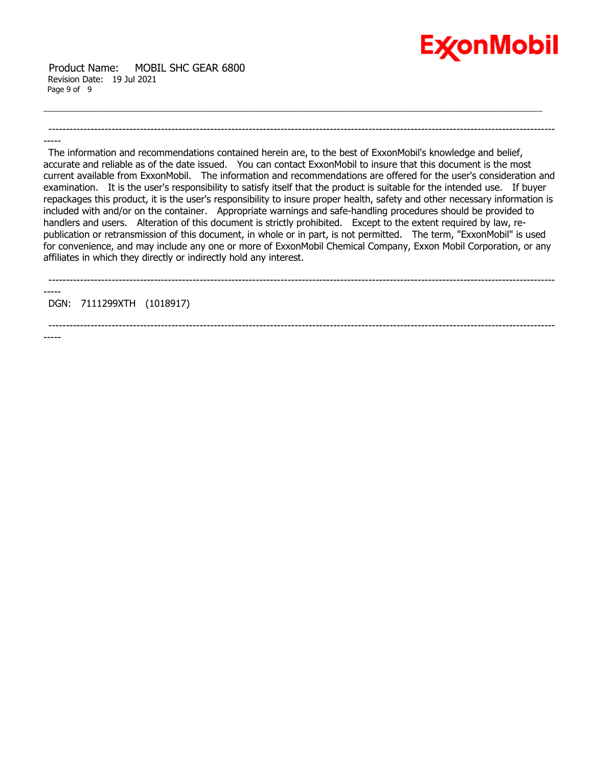The information and recommendations contained herein are, to the best of ExxonMobil's knowledge and belief, accurate and reliable as of the date issued. You can contact ExxonMobil to insure that this document is the most current available from ExxonMobil. The information and recommendations are offered for the user's consideration and examination. It is the user's responsibility to satisfy itself that the product is suitable for the intended use. If buyer repackages this product, it is the user's responsibility to insure proper health, safety and other necessary information is included with and/or on the container. Appropriate warnings and safe-handling procedures should be provided to handlers and users. Alteration of this document is strictly prohibited. Except to the extent required by law, re-publication or retransmission of this document, in whole or in part, is not permitted. The term, "ExxonMobil" is used for convenience, and may include any one or more of ExxonMobil Chemical Company, Exxon Mobil Corporation, or any affiliates in which they directly or indirectly hold any interest.

---

DGN: 7111299XTH (1018917)

---